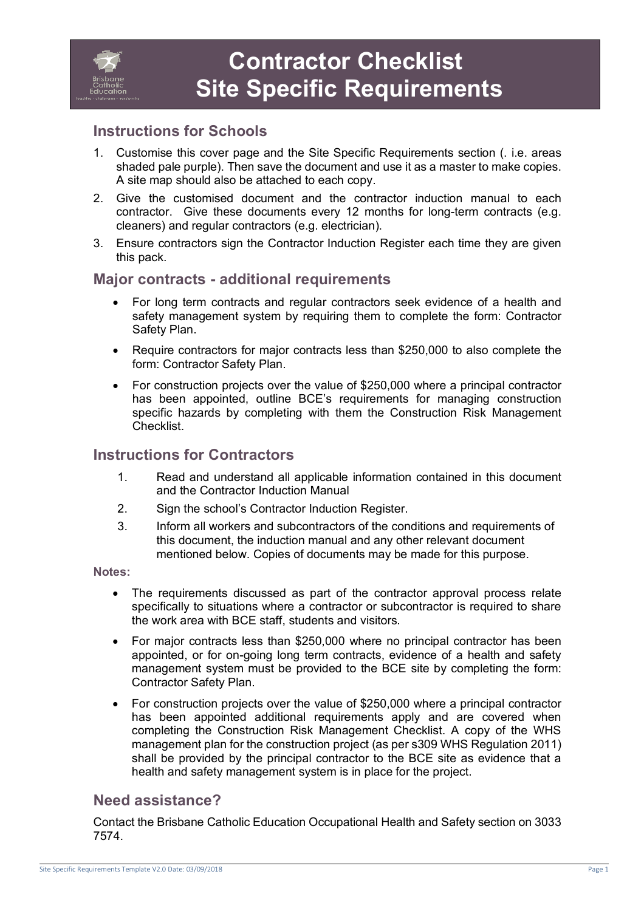# Contractor Checklist Site Specific Requirements

## Instructions for Schools

1. Customise this cover page and the Site Specific Requirements section (. i.e. areas shaded pale purple). Then save the document and use it as a master to make copies. A site map should also be attached to each copy.
2. Give the customised document and the contractor induction manual to each contractor. Give these documents every 12 months for long-term contracts (e.g. cleaners) and regular contractors (e.g. electrician).
3. Ensure contractors sign the Contractor Induction Register each time they are given this pack.

## Major contracts - additional requirements

- For long term contracts and regular contractors seek evidence of a health and safety management system by requiring them to complete the form: Contractor Safety Plan.
- Require contractors for major contracts less than $250,000 to also complete the form: Contractor Safety Plan.
- For construction projects over the value of $250,000 where a principal contractor has been appointed, outline BCE's requirements for managing construction specific hazards by completing with them the Construction Risk Management Checklist.

## Instructions for Contractors

1. Read and understand all applicable information contained in this document and the Contractor Induction Manual
2. Sign the school's Contractor Induction Register.
3. Inform all workers and subcontractors of the conditions and requirements of this document, the induction manual and any other relevant document mentioned below. Copies of documents may be made for this purpose.

**Notes:**

- The requirements discussed as part of the contractor approval process relate specifically to situations where a contractor or subcontractor is required to share the work area with BCE staff, students and visitors.
- For major contracts less than $250,000 where no principal contractor has been appointed, or for on-going long term contracts, evidence of a health and safety management system must be provided to the BCE site by completing the form: Contractor Safety Plan.
- For construction projects over the value of $250,000 where a principal contractor has been appointed additional requirements apply and are covered when completing the Construction Risk Management Checklist. A copy of the WHS management plan for the construction project (as per s309 WHS Regulation 2011) shall be provided by the principal contractor to the BCE site as evidence that a health and safety management system is in place for the project.

## Need assistance?

Contact the Brisbane Catholic Education Occupational Health and Safety section on 3033 7574.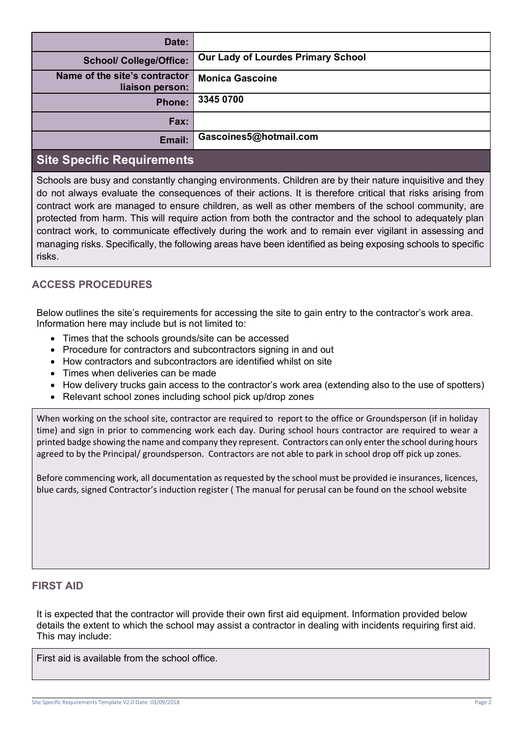| Date: | |
|---|---|
| School/ College/Office: | **Our Lady of Lourdes Primary School** |
| Name of the site's contractor liaison person: | **Monica Gascoine** |
| Phone: | **3345 0700** |
| Fax: | |
| Email: | **Gascoines5@hotmail.com** |

## Site Specific Requirements

Schools are busy and constantly changing environments. Children are by their nature inquisitive and they do not always evaluate the consequences of their actions. It is therefore critical that risks arising from contract work are managed to ensure children, as well as other members of the school community, are protected from harm. This will require action from both the contractor and the school to adequately plan contract work, to communicate effectively during the work and to remain ever vigilant in assessing and managing risks. Specifically, the following areas have been identified as being exposing schools to specific risks.

### ACCESS PROCEDURES

Below outlines the site's requirements for accessing the site to gain entry to the contractor's work area. Information here may include but is not limited to:

- Times that the schools grounds/site can be accessed
- Procedure for contractors and subcontractors signing in and out
- How contractors and subcontractors are identified whilst on site
- Times when deliveries can be made
- How delivery trucks gain access to the contractor's work area (extending also to the use of spotters)
- Relevant school zones including school pick up/drop zones

When working on the school site, contractor are required to report to the office or Groundsperson (if in holiday time) and sign in prior to commencing work each day. During school hours contractor are required to wear a printed badge showing the name and company they represent. Contractors can only enter the school during hours agreed to by the Principal/ groundsperson. Contractors are not able to park in school drop off pick up zones.

Before commencing work, all documentation as requested by the school must be provided ie insurances, licences, blue cards, signed Contractor's induction register ( The manual for perusal can be found on the school website

### FIRST AID

It is expected that the contractor will provide their own first aid equipment. Information provided below details the extent to which the school may assist a contractor in dealing with incidents requiring first aid. This may include:

First aid is available from the school office.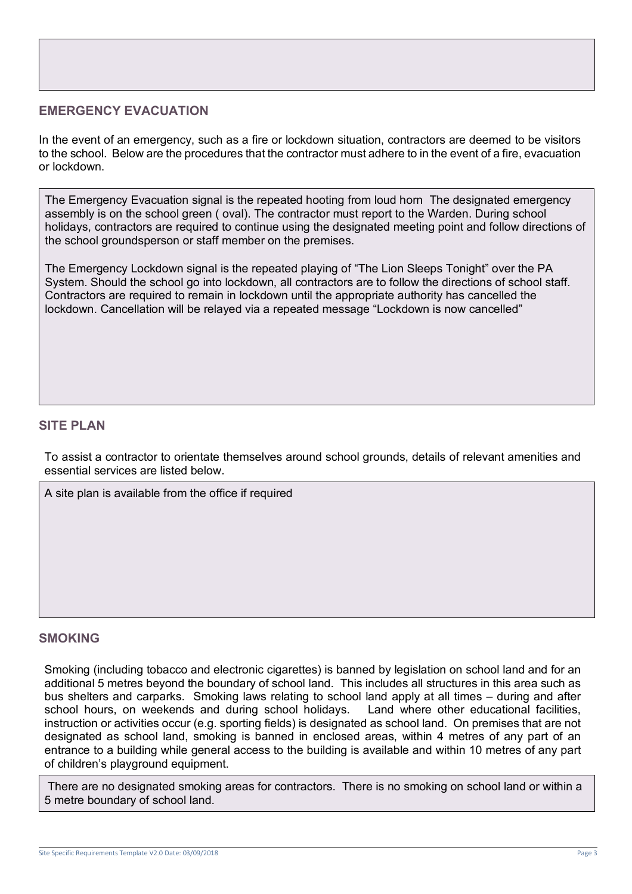## EMERGENCY EVACUATION

In the event of an emergency, such as a fire or lockdown situation, contractors are deemed to be visitors to the school. Below are the procedures that the contractor must adhere to in the event of a fire, evacuation or lockdown.

The Emergency Evacuation signal is the repeated hooting from loud horn The designated emergency assembly is on the school green ( oval). The contractor must report to the Warden. During school holidays, contractors are required to continue using the designated meeting point and follow directions of the school groundsperson or staff member on the premises.

The Emergency Lockdown signal is the repeated playing of "The Lion Sleeps Tonight" over the PA System. Should the school go into lockdown, all contractors are to follow the directions of school staff. Contractors are required to remain in lockdown until the appropriate authority has cancelled the lockdown. Cancellation will be relayed via a repeated message "Lockdown is now cancelled"

## SITE PLAN

To assist a contractor to orientate themselves around school grounds, details of relevant amenities and essential services are listed below.

A site plan is available from the office if required

## SMOKING

Smoking (including tobacco and electronic cigarettes) is banned by legislation on school land and for an additional 5 metres beyond the boundary of school land. This includes all structures in this area such as bus shelters and carparks. Smoking laws relating to school land apply at all times – during and after school hours, on weekends and during school holidays. Land where other educational facilities, instruction or activities occur (e.g. sporting fields) is designated as school land. On premises that are not designated as school land, smoking is banned in enclosed areas, within 4 metres of any part of an entrance to a building while general access to the building is available and within 10 metres of any part of children's playground equipment.

There are no designated smoking areas for contractors. There is no smoking on school land or within a 5 metre boundary of school land.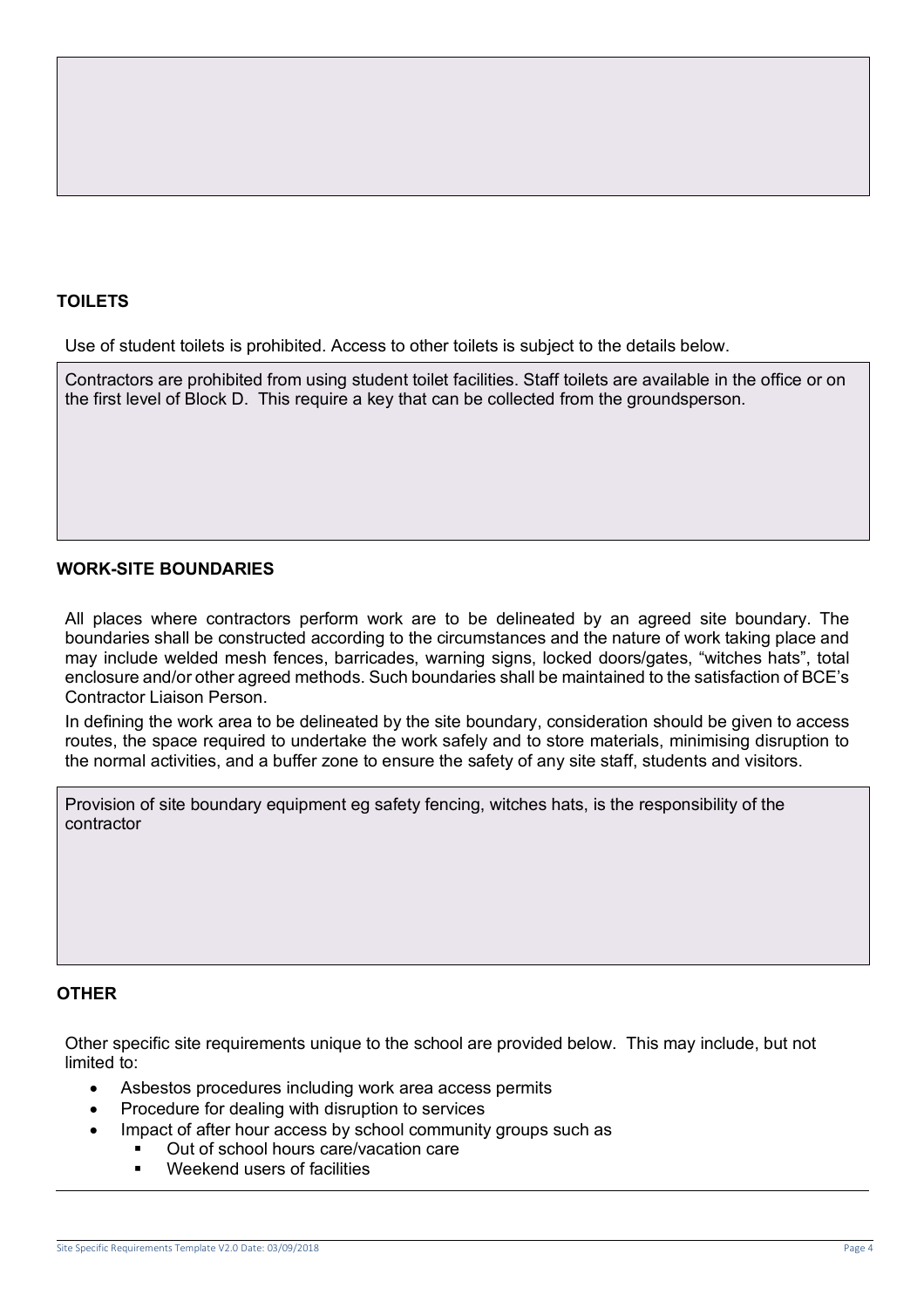## TOILETS

Use of student toilets is prohibited. Access to other toilets is subject to the details below.

Contractors are prohibited from using student toilet facilities. Staff toilets are available in the office or on the first level of Block D. This require a key that can be collected from the groundsperson.

## WORK-SITE BOUNDARIES

All places where contractors perform work are to be delineated by an agreed site boundary. The boundaries shall be constructed according to the circumstances and the nature of work taking place and may include welded mesh fences, barricades, warning signs, locked doors/gates, "witches hats", total enclosure and/or other agreed methods. Such boundaries shall be maintained to the satisfaction of BCE's Contractor Liaison Person.

In defining the work area to be delineated by the site boundary, consideration should be given to access routes, the space required to undertake the work safely and to store materials, minimising disruption to the normal activities, and a buffer zone to ensure the safety of any site staff, students and visitors.

Provision of site boundary equipment eg safety fencing, witches hats, is the responsibility of the contractor

## OTHER

Other specific site requirements unique to the school are provided below. This may include, but not limited to:

- Asbestos procedures including work area access permits
- Procedure for dealing with disruption to services
- Impact of after hour access by school community groups such as
  - Out of school hours care/vacation care
  - Weekend users of facilities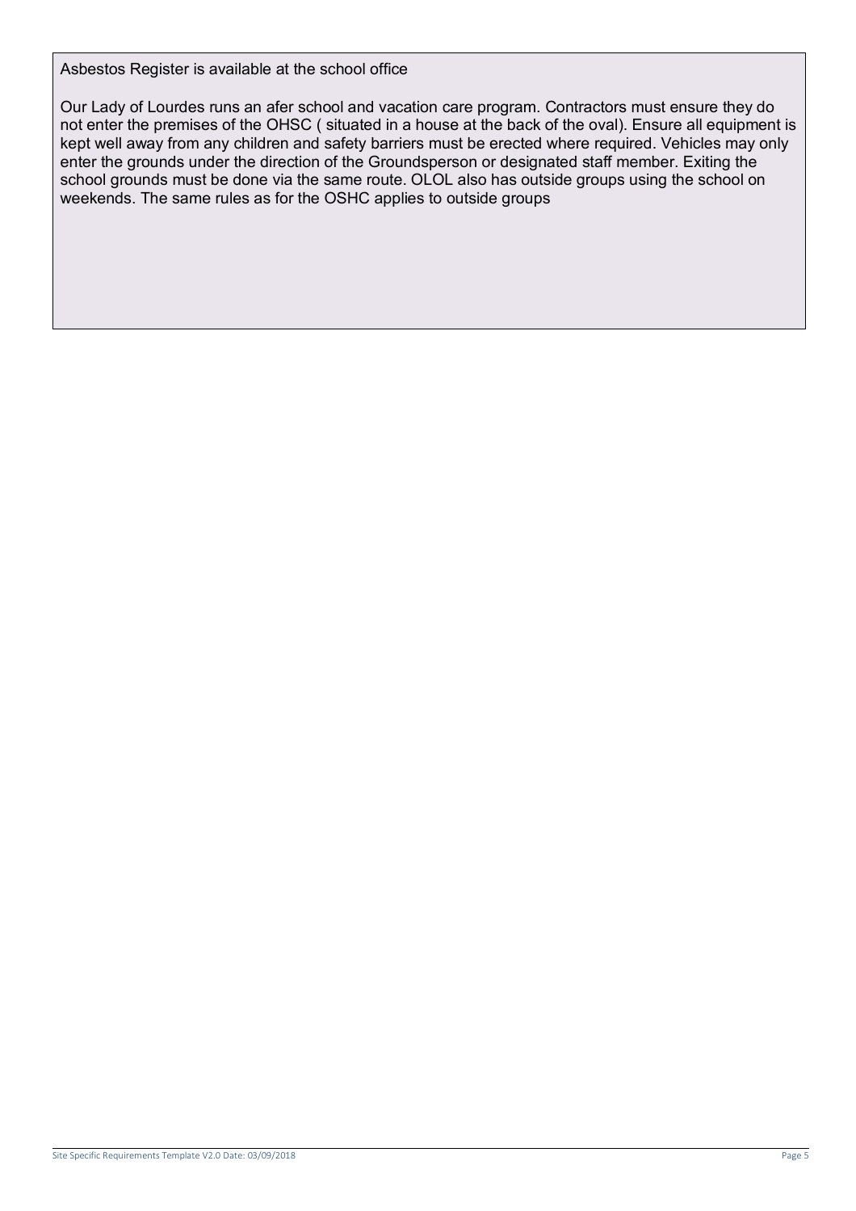Asbestos Register is available at the school office

Our Lady of Lourdes runs an afer school and vacation care program. Contractors must ensure they do not enter the premises of the OHSC ( situated in a house at the back of the oval). Ensure all equipment is kept well away from any children and safety barriers must be erected where required. Vehicles may only enter the grounds under the direction of the Groundsperson or designated staff member. Exiting the school grounds must be done via the same route. OLOL also has outside groups using the school on weekends. The same rules as for the OSHC applies to outside groups